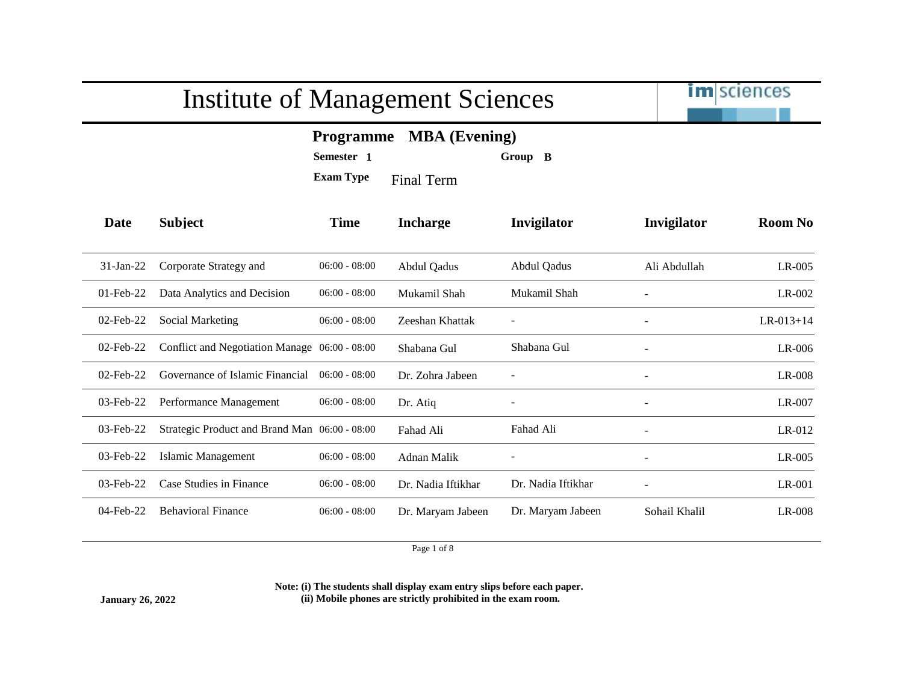# Institute of Management Sciences

**Programme** **MBA (Evening)**

**Semester** **1** **Group** **B**

**Exam Type** Final Term

| Date | Subject | Time | Incharge | Invigilator | Invigilator | Room No |
|---|---|---|---|---|---|---|
| 31-Jan-22 | Corporate Strategy and | 06:00 - 08:00 | Abdul Qadus | Abdul Qadus | Ali Abdullah | LR-005 |
| 01-Feb-22 | Data Analytics and Decision | 06:00 - 08:00 | Mukamil Shah | Mukamil Shah | - | LR-002 |
| 02-Feb-22 | Social Marketing | 06:00 - 08:00 | Zeeshan Khattak | - | - | LR-013+14 |
| 02-Feb-22 | Conflict and Negotiation Manage | 06:00 - 08:00 | Shabana Gul | Shabana Gul | - | LR-006 |
| 02-Feb-22 | Governance of Islamic Financial | 06:00 - 08:00 | Dr. Zohra Jabeen | - | - | LR-008 |
| 03-Feb-22 | Performance Management | 06:00 - 08:00 | Dr. Atiq | - | - | LR-007 |
| 03-Feb-22 | Strategic Product and Brand Man | 06:00 - 08:00 | Fahad Ali | Fahad Ali | - | LR-012 |
| 03-Feb-22 | Islamic Management | 06:00 - 08:00 | Adnan Malik | - | - | LR-005 |
| 03-Feb-22 | Case Studies in Finance | 06:00 - 08:00 | Dr. Nadia Iftikhar | Dr. Nadia Iftikhar | - | LR-001 |
| 04-Feb-22 | Behavioral Finance | 06:00 - 08:00 | Dr. Maryam Jabeen | Dr. Maryam Jabeen | Sohail Khalil | LR-008 |

**January 26, 2022**

**Note: (i) The students shall display exam entry slips before each paper.**
**(ii) Mobile phones are strictly prohibited in the exam room.**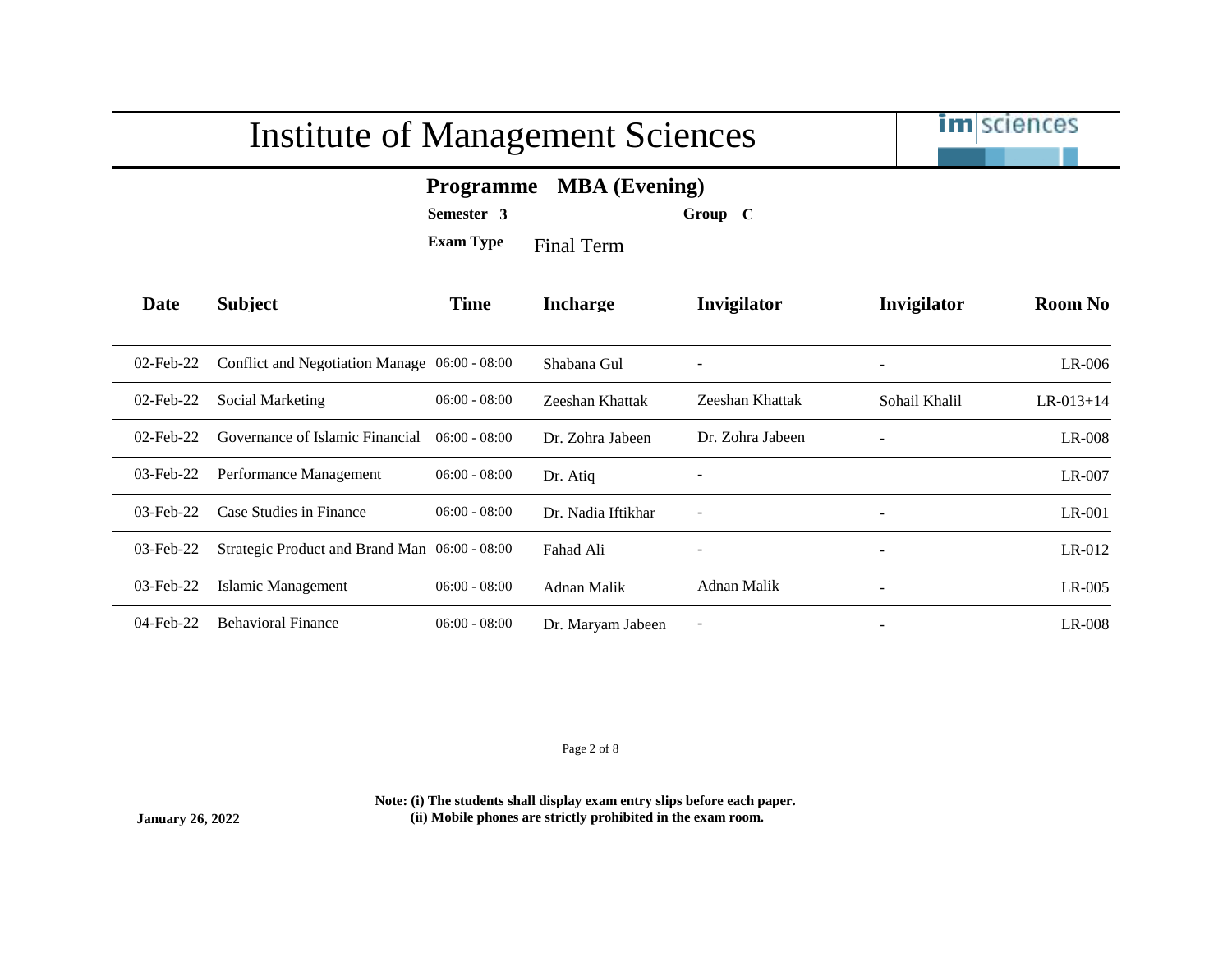# Institute of Management Sciences

**Programme** **MBA (Evening)**

**Semester** **3** **Group** **C**

**Exam Type** Final Term

| Date | Subject | Time | Incharge | Invigilator | Invigilator | Room No |
|---|---|---|---|---|---|---|
| 02-Feb-22 | Conflict and Negotiation Manage | 06:00 - 08:00 | Shabana Gul | - | - | LR-006 |
| 02-Feb-22 | Social Marketing | 06:00 - 08:00 | Zeeshan Khattak | Zeeshan Khattak | Sohail Khalil | LR-013+14 |
| 02-Feb-22 | Governance of Islamic Financial | 06:00 - 08:00 | Dr. Zohra Jabeen | Dr. Zohra Jabeen | - | LR-008 |
| 03-Feb-22 | Performance Management | 06:00 - 08:00 | Dr. Atiq | - | | LR-007 |
| 03-Feb-22 | Case Studies in Finance | 06:00 - 08:00 | Dr. Nadia Iftikhar | - | - | LR-001 |
| 03-Feb-22 | Strategic Product and Brand Man | 06:00 - 08:00 | Fahad Ali | - | - | LR-012 |
| 03-Feb-22 | Islamic Management | 06:00 - 08:00 | Adnan Malik | Adnan Malik | - | LR-005 |
| 04-Feb-22 | Behavioral Finance | 06:00 - 08:00 | Dr. Maryam Jabeen | - | - | LR-008 |

**January 26, 2022**

**Note: (i) The students shall display exam entry slips before each paper.**
**(ii) Mobile phones are strictly prohibited in the exam room.**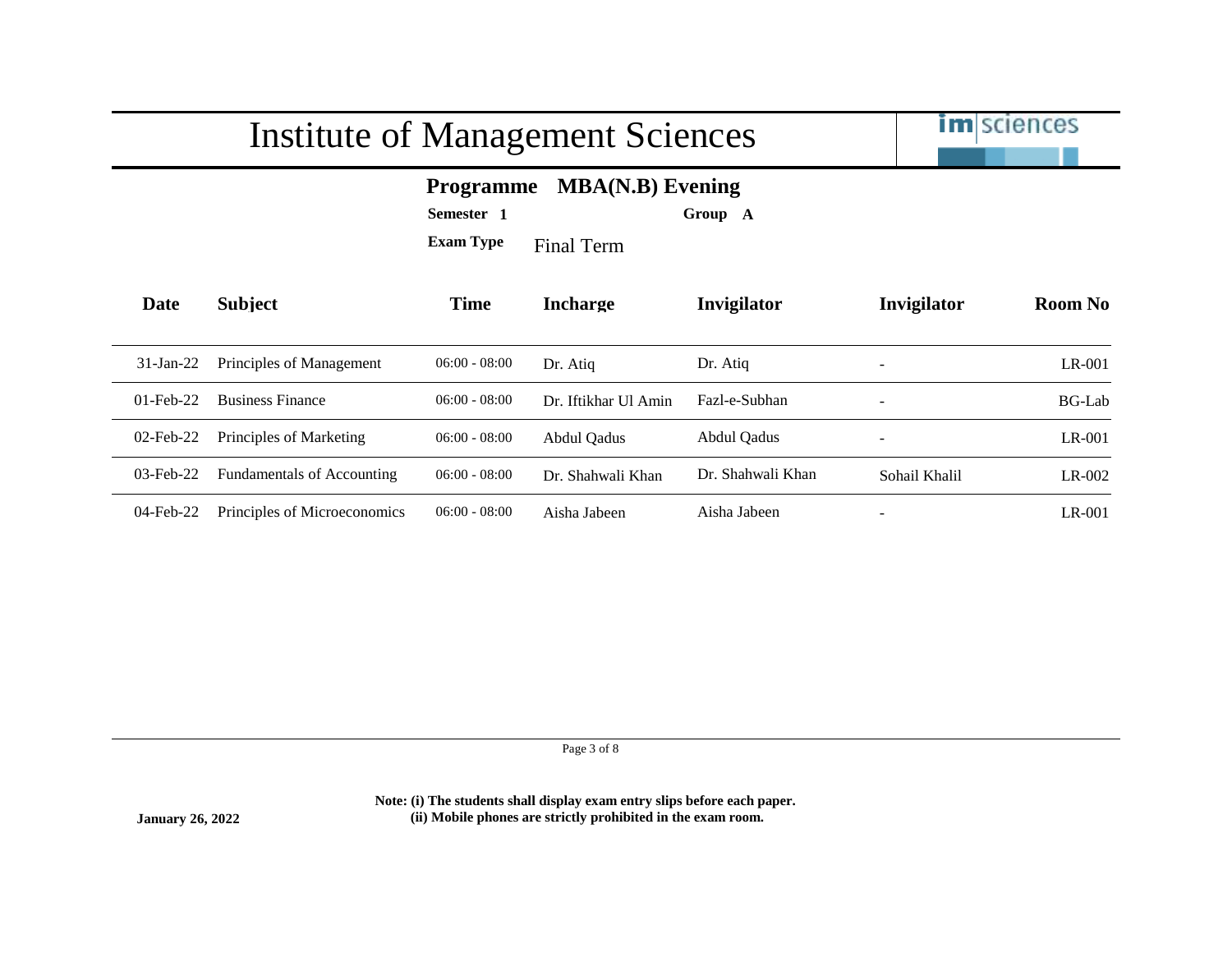# Institute of Management Sciences

**Programme MBA(N.B) Evening**

**Semester 1** **Group A**

**Exam Type** Final Term

| Date | Subject | Time | Incharge | Invigilator | Invigilator | Room No |
|---|---|---|---|---|---|---|
| 31-Jan-22 | Principles of Management | 06:00 - 08:00 | Dr. Atiq | Dr. Atiq | - | LR-001 |
| 01-Feb-22 | Business Finance | 06:00 - 08:00 | Dr. Iftikhar Ul Amin | Fazl-e-Subhan | - | BG-Lab |
| 02-Feb-22 | Principles of Marketing | 06:00 - 08:00 | Abdul Qadus | Abdul Qadus | - | LR-001 |
| 03-Feb-22 | Fundamentals of Accounting | 06:00 - 08:00 | Dr. Shahwali Khan | Dr. Shahwali Khan | Sohail Khalil | LR-002 |
| 04-Feb-22 | Principles of Microeconomics | 06:00 - 08:00 | Aisha Jabeen | Aisha Jabeen | - | LR-001 |

**Note: (i) The students shall display exam entry slips before each paper.**
**(ii) Mobile phones are strictly prohibited in the exam room.**

**January 26, 2022**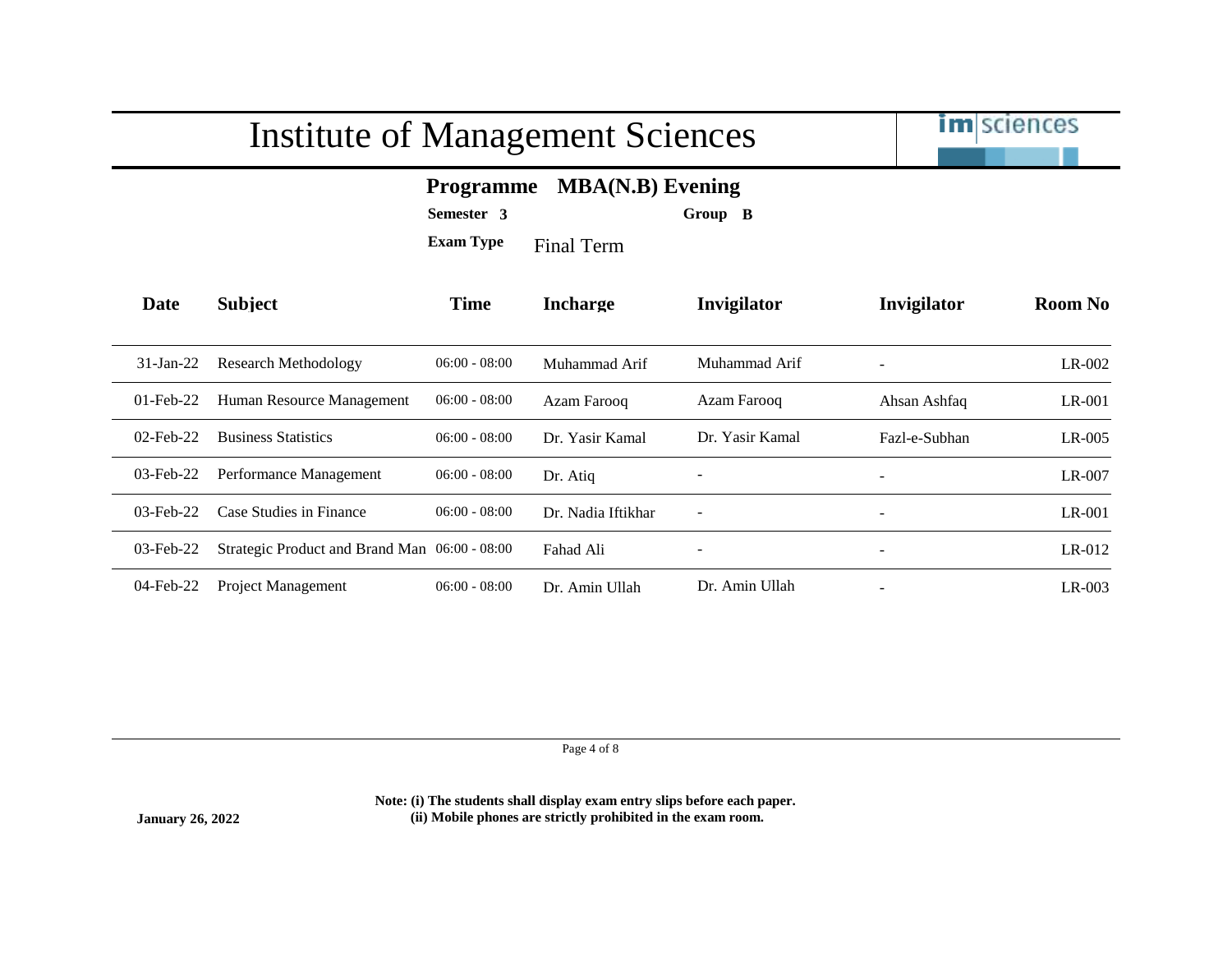# Institute of Management Sciences

**Programme** **MBA(N.B) Evening**

**Semester** **3** **Group** **B**

**Exam Type** Final Term

| Date | Subject | Time | Incharge | Invigilator | Invigilator | Room No |
|---|---|---|---|---|---|---|
| 31-Jan-22 | Research Methodology | 06:00 - 08:00 | Muhammad Arif | Muhammad Arif | - | LR-002 |
| 01-Feb-22 | Human Resource Management | 06:00 - 08:00 | Azam Farooq | Azam Farooq | Ahsan Ashfaq | LR-001 |
| 02-Feb-22 | Business Statistics | 06:00 - 08:00 | Dr. Yasir Kamal | Dr. Yasir Kamal | Fazl-e-Subhan | LR-005 |
| 03-Feb-22 | Performance Management | 06:00 - 08:00 | Dr. Atiq | - | - | LR-007 |
| 03-Feb-22 | Case Studies in Finance | 06:00 - 08:00 | Dr. Nadia Iftikhar | - | - | LR-001 |
| 03-Feb-22 | Strategic Product and Brand Man | 06:00 - 08:00 | Fahad Ali | - | - | LR-012 |
| 04-Feb-22 | Project Management | 06:00 - 08:00 | Dr. Amin Ullah | Dr. Amin Ullah | - | LR-003 |

**January 26, 2022**

**Note: (i) The students shall display exam entry slips before each paper.**
**(ii) Mobile phones are strictly prohibited in the exam room.**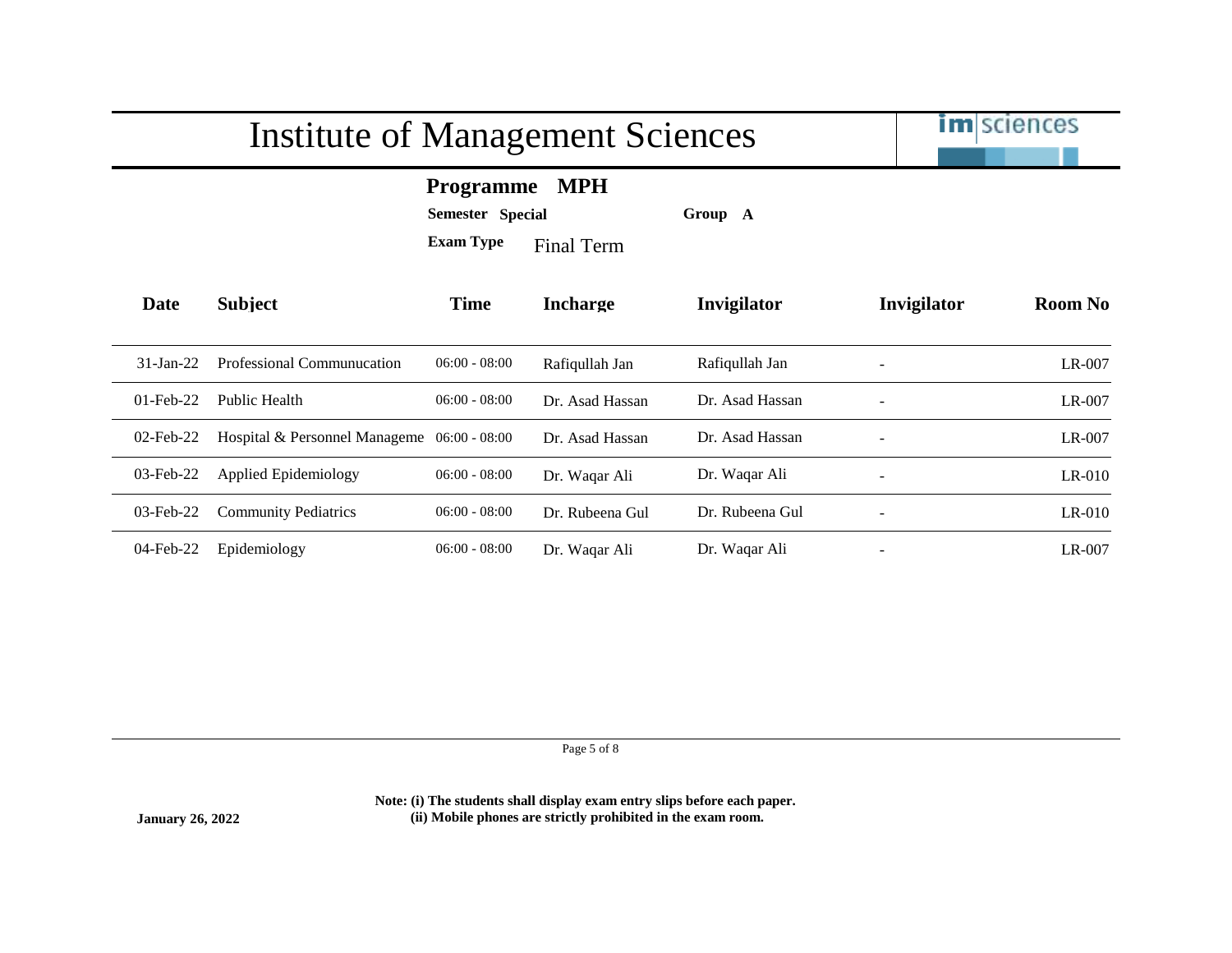# Institute of Management Sciences

**Programme MPH**

**Semester Special** **Group A**

**Exam Type** Final Term

| Date | Subject | Time | Incharge | Invigilator | Invigilator | Room No |
|---|---|---|---|---|---|---|
| 31-Jan-22 | Professional Communucation | 06:00 - 08:00 | Rafiqullah Jan | Rafiqullah Jan | - | LR-007 |
| 01-Feb-22 | Public Health | 06:00 - 08:00 | Dr. Asad Hassan | Dr. Asad Hassan | - | LR-007 |
| 02-Feb-22 | Hospital & Personnel Manageme | 06:00 - 08:00 | Dr. Asad Hassan | Dr. Asad Hassan | - | LR-007 |
| 03-Feb-22 | Applied Epidemiology | 06:00 - 08:00 | Dr. Waqar Ali | Dr. Waqar Ali | - | LR-010 |
| 03-Feb-22 | Community Pediatrics | 06:00 - 08:00 | Dr. Rubeena Gul | Dr. Rubeena Gul | - | LR-010 |
| 04-Feb-22 | Epidemiology | 06:00 - 08:00 | Dr. Waqar Ali | Dr. Waqar Ali | - | LR-007 |

**January 26, 2022**

**Note: (i) The students shall display exam entry slips before each paper.**
**(ii) Mobile phones are strictly prohibited in the exam room.**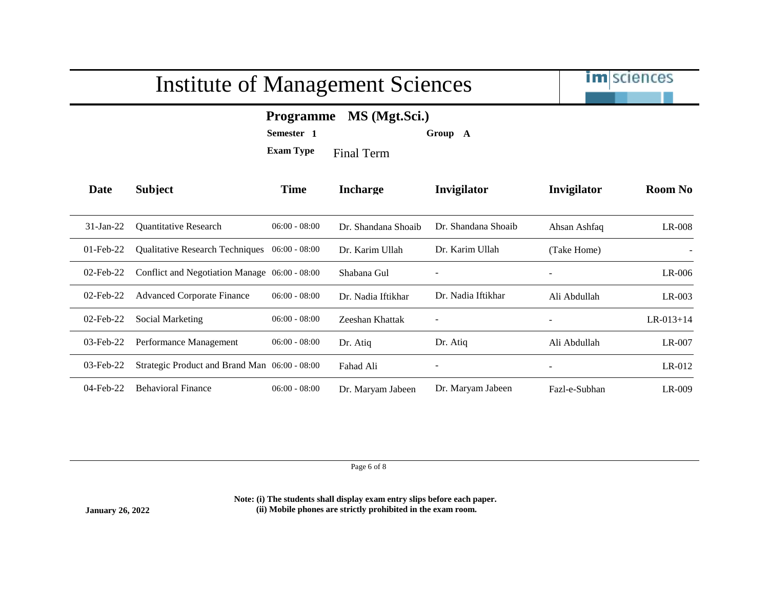# Institute of Management Sciences

**Programme** **MS (Mgt.Sci.)**

**Semester 1** **Group A**

**Exam Type** Final Term

| Date | Subject | Time | Incharge | Invigilator | Invigilator | Room No |
|---|---|---|---|---|---|---|
| 31-Jan-22 | Quantitative Research | 06:00 - 08:00 | Dr. Shandana Shoaib | Dr. Shandana Shoaib | Ahsan Ashfaq | LR-008 |
| 01-Feb-22 | Qualitative Research Techniques | 06:00 - 08:00 | Dr. Karim Ullah | Dr. Karim Ullah | (Take Home) | - |
| 02-Feb-22 | Conflict and Negotiation Manage | 06:00 - 08:00 | Shabana Gul | - | - | LR-006 |
| 02-Feb-22 | Advanced Corporate Finance | 06:00 - 08:00 | Dr. Nadia Iftikhar | Dr. Nadia Iftikhar | Ali Abdullah | LR-003 |
| 02-Feb-22 | Social Marketing | 06:00 - 08:00 | Zeeshan Khattak | - | - | LR-013+14 |
| 03-Feb-22 | Performance Management | 06:00 - 08:00 | Dr. Atiq | Dr. Atiq | Ali Abdullah | LR-007 |
| 03-Feb-22 | Strategic Product and Brand Man | 06:00 - 08:00 | Fahad Ali | - | - | LR-012 |
| 04-Feb-22 | Behavioral Finance | 06:00 - 08:00 | Dr. Maryam Jabeen | Dr. Maryam Jabeen | Fazl-e-Subhan | LR-009 |

**Note: (i) The students shall display exam entry slips before each paper.**
**(ii) Mobile phones are strictly prohibited in the exam room.**

**January 26, 2022**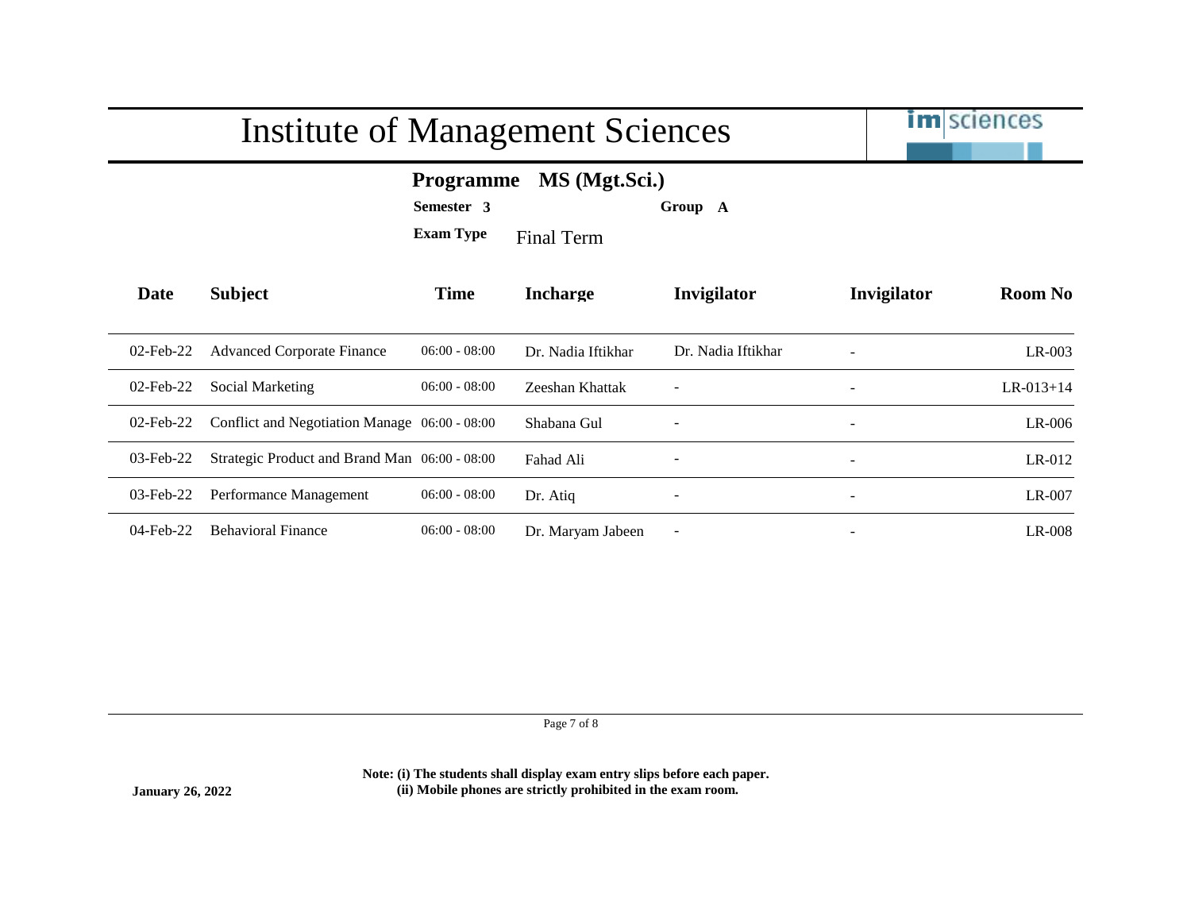# Institute of Management Sciences

**Programme** **MS (Mgt.Sci.)**

**Semester** **3** **Group** **A**

**Exam Type** Final Term

| Date | Subject | Time | Incharge | Invigilator | Invigilator | Room No |
|---|---|---|---|---|---|---|
| 02-Feb-22 | Advanced Corporate Finance | 06:00 - 08:00 | Dr. Nadia Iftikhar | Dr. Nadia Iftikhar | - | LR-003 |
| 02-Feb-22 | Social Marketing | 06:00 - 08:00 | Zeeshan Khattak | - | - | LR-013+14 |
| 02-Feb-22 | Conflict and Negotiation Manage | 06:00 - 08:00 | Shabana Gul | - | - | LR-006 |
| 03-Feb-22 | Strategic Product and Brand Man | 06:00 - 08:00 | Fahad Ali | - | - | LR-012 |
| 03-Feb-22 | Performance Management | 06:00 - 08:00 | Dr. Atiq | - | - | LR-007 |
| 04-Feb-22 | Behavioral Finance | 06:00 - 08:00 | Dr. Maryam Jabeen | - | - | LR-008 |

**January 26, 2022**

**Note: (i) The students shall display exam entry slips before each paper.**
**(ii) Mobile phones are strictly prohibited in the exam room.**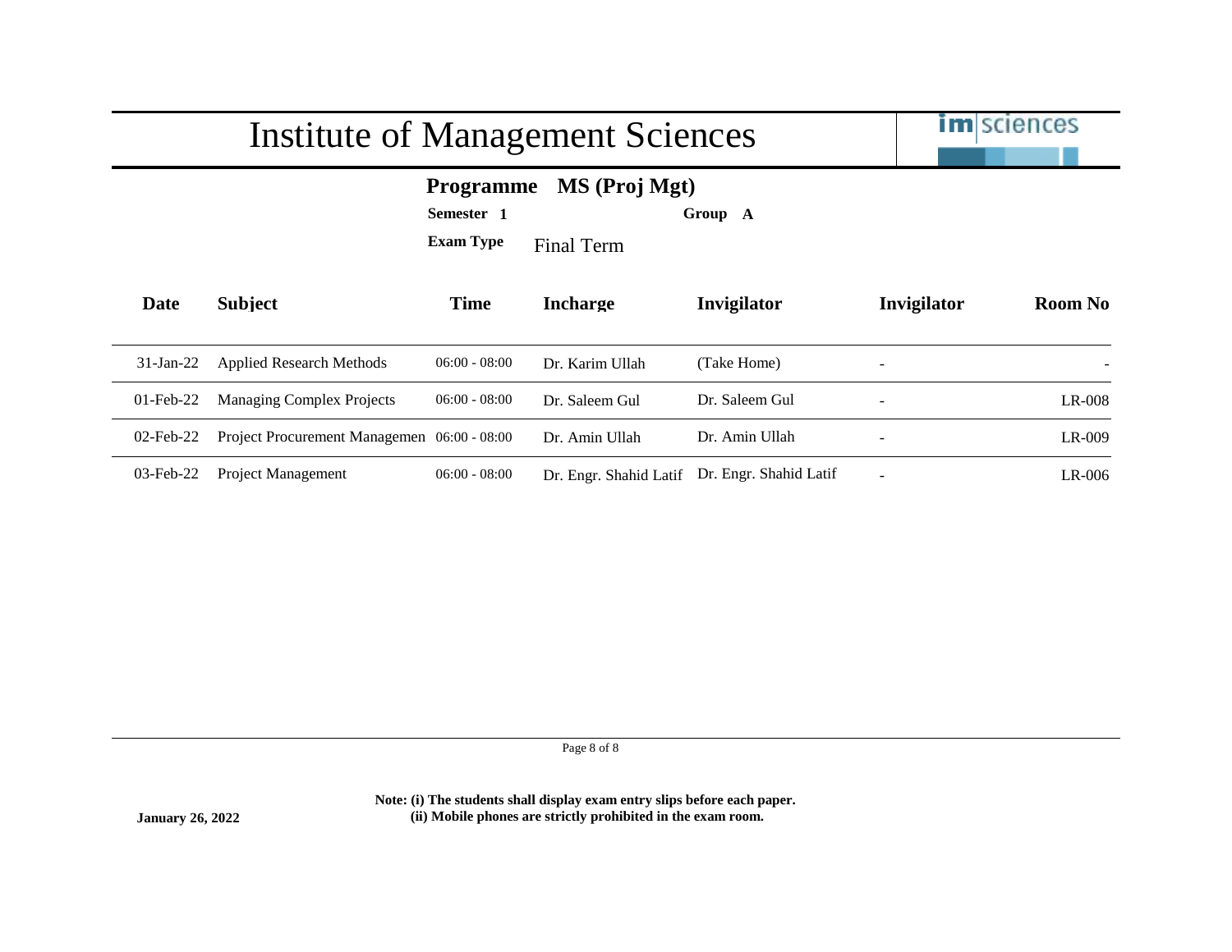# Institute of Management Sciences

**Programme** **MS (Proj Mgt)**

**Semester** **1** **Group** **A**

**Exam Type** Final Term

| Date | Subject | Time | Incharge | Invigilator | Invigilator | Room No |
|---|---|---|---|---|---|---|
| 31-Jan-22 | Applied Research Methods | 06:00 - 08:00 | Dr. Karim Ullah | (Take Home) | - | - |
| 01-Feb-22 | Managing Complex Projects | 06:00 - 08:00 | Dr. Saleem Gul | Dr. Saleem Gul | - | LR-008 |
| 02-Feb-22 | Project Procurement Managemen | 06:00 - 08:00 | Dr. Amin Ullah | Dr. Amin Ullah | - | LR-009 |
| 03-Feb-22 | Project Management | 06:00 - 08:00 | Dr. Engr. Shahid Latif | Dr. Engr. Shahid Latif | - | LR-006 |

**Note: (i) The students shall display exam entry slips before each paper.**
**(ii) Mobile phones are strictly prohibited in the exam room.**

**January 26, 2022**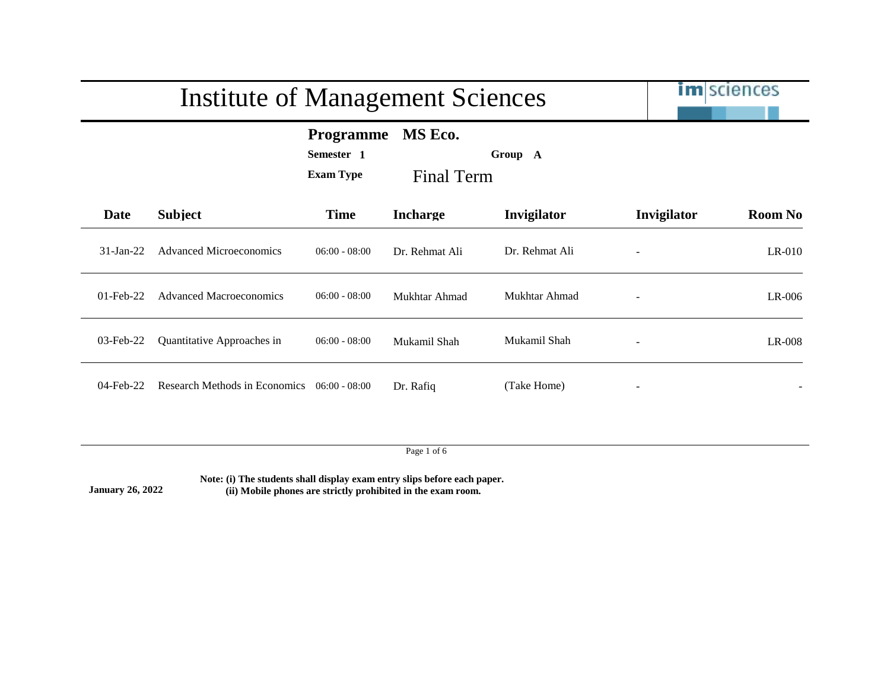# Institute of Management Sciences

**Programme** **MS Eco.**

**Semester** **1** **Group** **A**

**Exam Type** Final Term

| Date | Subject | Time | Incharge | Invigilator | Invigilator | Room No |
|---|---|---|---|---|---|---|
| 31-Jan-22 | Advanced Microeconomics | 06:00 - 08:00 | Dr. Rehmat Ali | Dr. Rehmat Ali | - | LR-010 |
| 01-Feb-22 | Advanced Macroeconomics | 06:00 - 08:00 | Mukhtar Ahmad | Mukhtar Ahmad | - | LR-006 |
| 03-Feb-22 | Quantitative Approaches in | 06:00 - 08:00 | Mukamil Shah | Mukamil Shah | - | LR-008 |
| 04-Feb-22 | Research Methods in Economics | 06:00 - 08:00 | Dr. Rafiq | (Take Home) | - | - |

**January 26, 2022**

**Note: (i) The students shall display exam entry slips before each paper.**
**(ii) Mobile phones are strictly prohibited in the exam room.**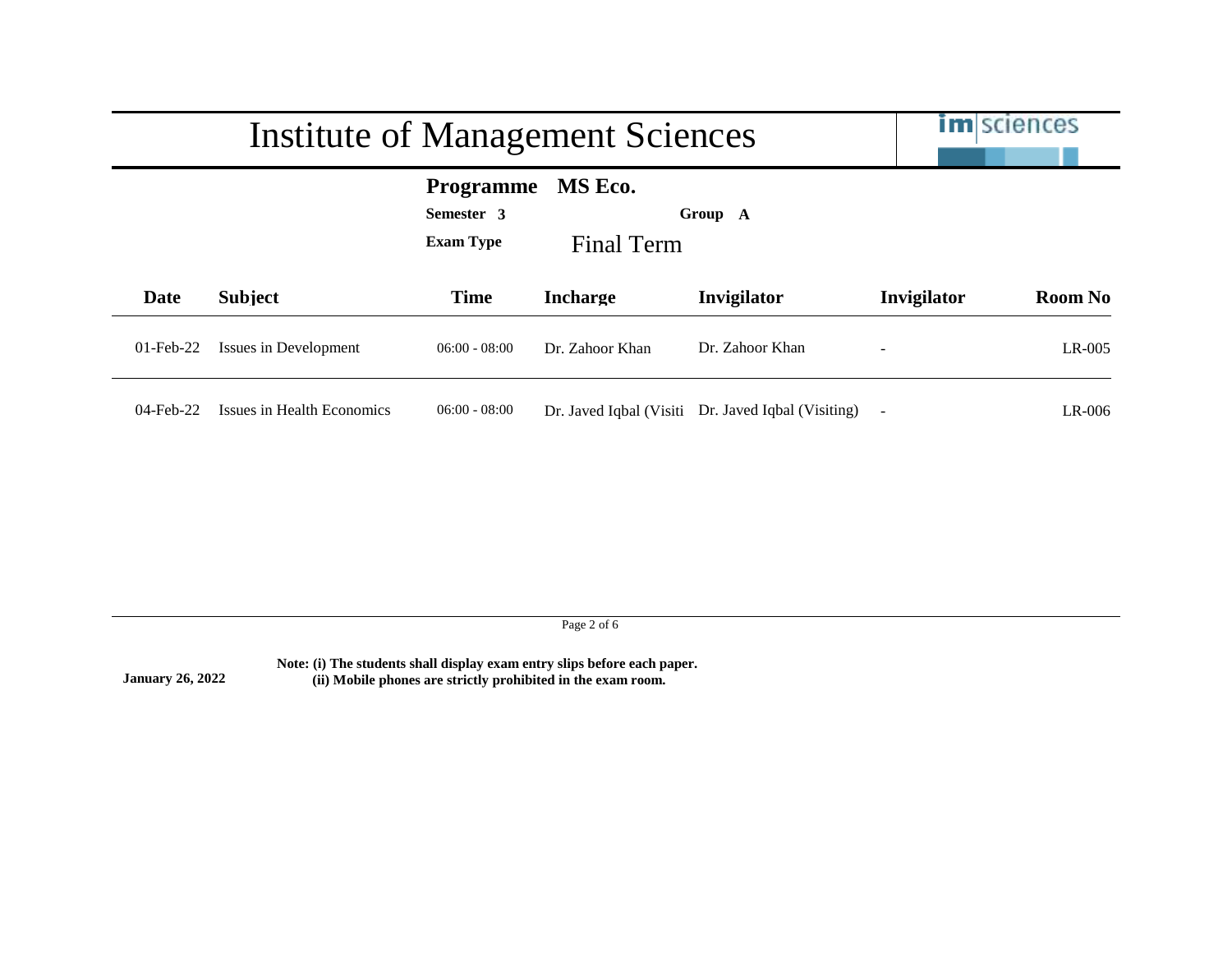# Institute of Management Sciences

**Programme MS Eco.**

**Semester 3** **Group A**

**Exam Type** Final Term

| Date | Subject | Time | Incharge | Invigilator | Invigilator | Room No |
|---|---|---|---|---|---|---|
| 01-Feb-22 | Issues in Development | 06:00 - 08:00 | Dr. Zahoor Khan | Dr. Zahoor Khan | - | LR-005 |
| 04-Feb-22 | Issues in Health Economics | 06:00 - 08:00 | Dr. Javed Iqbal (Visiti | Dr. Javed Iqbal (Visiting) | - | LR-006 |

**January 26, 2022**

**Note: (i) The students shall display exam entry slips before each paper.**
**(ii) Mobile phones are strictly prohibited in the exam room.**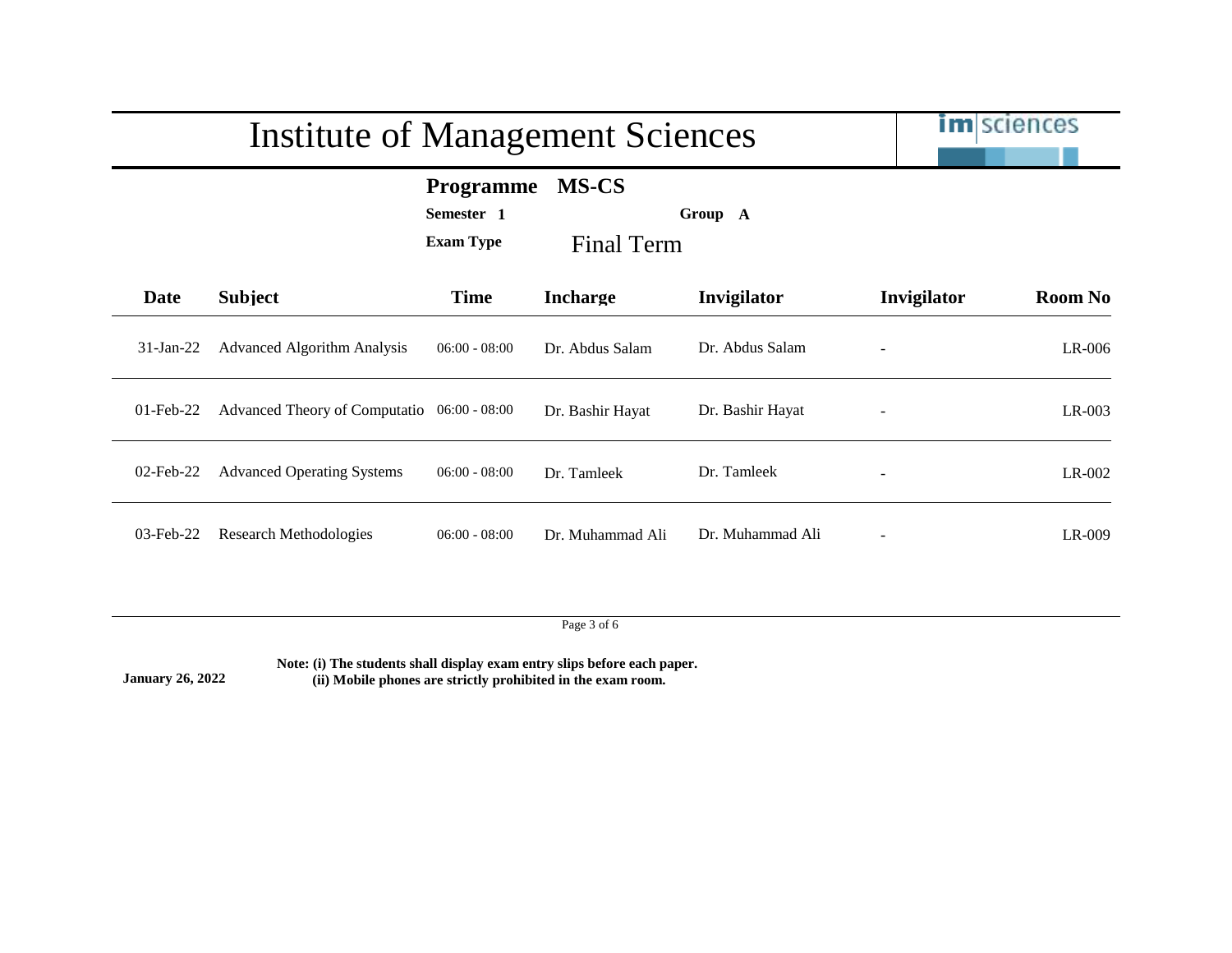# Institute of Management Sciences

**Programme** **MS-CS**

**Semester** **1** **Group** **A**

**Exam Type** Final Term

| Date | Subject | Time | Incharge | Invigilator | Invigilator | Room No |
|---|---|---|---|---|---|---|
| 31-Jan-22 | Advanced Algorithm Analysis | 06:00 - 08:00 | Dr. Abdus Salam | Dr. Abdus Salam | - | LR-006 |
| 01-Feb-22 | Advanced Theory of Computatio | 06:00 - 08:00 | Dr. Bashir Hayat | Dr. Bashir Hayat | - | LR-003 |
| 02-Feb-22 | Advanced Operating Systems | 06:00 - 08:00 | Dr. Tamleek | Dr. Tamleek | - | LR-002 |
| 03-Feb-22 | Research Methodologies | 06:00 - 08:00 | Dr. Muhammad Ali | Dr. Muhammad Ali | - | LR-009 |

**January 26, 2022**

**Note: (i) The students shall display exam entry slips before each paper.**
**(ii) Mobile phones are strictly prohibited in the exam room.**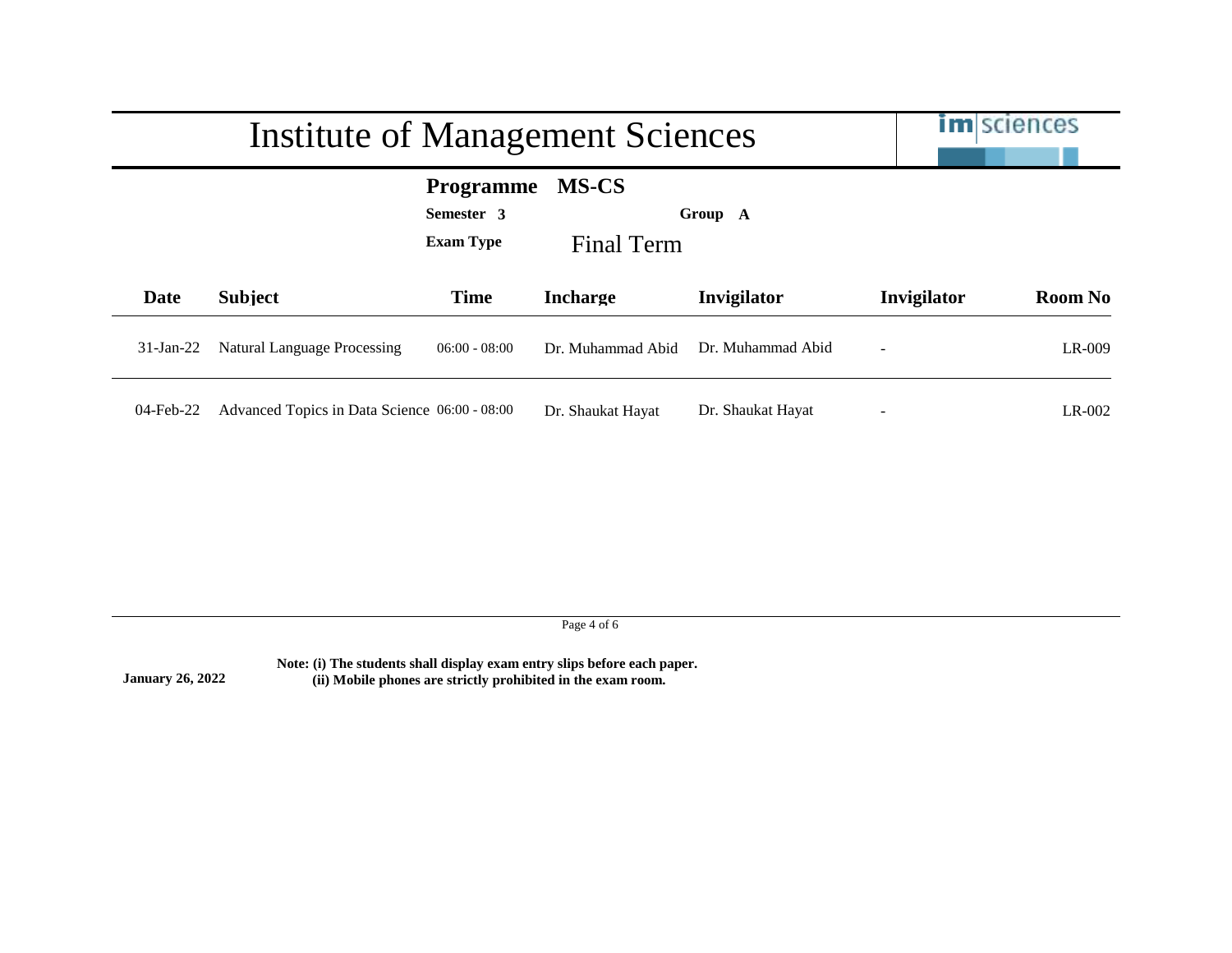# Institute of Management Sciences

**Programme** **MS-CS**

**Semester** **3** **Group** **A**

**Exam Type** Final Term

| Date | Subject | Time | Incharge | Invigilator | Invigilator | Room No |
|---|---|---|---|---|---|---|
| 31-Jan-22 | Natural Language Processing | 06:00 - 08:00 | Dr. Muhammad Abid | Dr. Muhammad Abid | - | LR-009 |
| 04-Feb-22 | Advanced Topics in Data Science | 06:00 - 08:00 | Dr. Shaukat Hayat | Dr. Shaukat Hayat | - | LR-002 |

**January 26, 2022**

**Note: (i) The students shall display exam entry slips before each paper.**
**(ii) Mobile phones are strictly prohibited in the exam room.**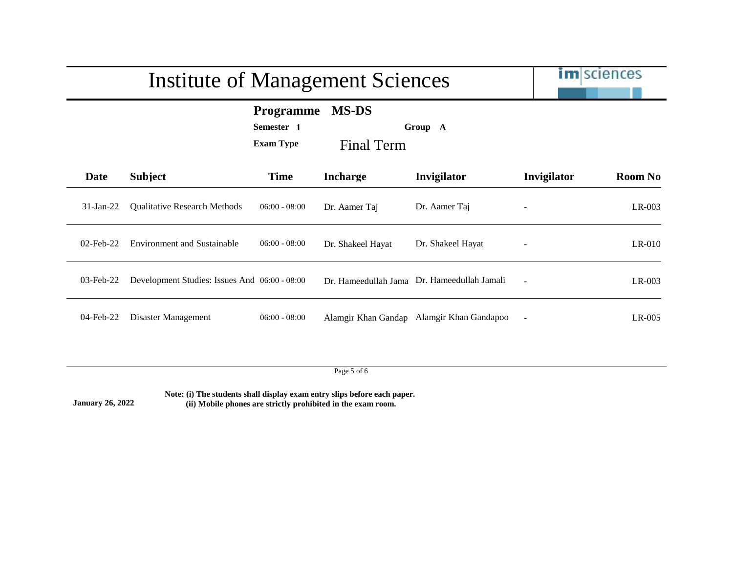# Institute of Management Sciences

**Programme** **MS-DS**

**Semester 1** **Group A**

**Exam Type** Final Term

| Date | Subject | Time | Incharge | Invigilator | Invigilator | Room No |
|---|---|---|---|---|---|---|
| 31-Jan-22 | Qualitative Research Methods | 06:00 - 08:00 | Dr. Aamer Taj | Dr. Aamer Taj | - | LR-003 |
| 02-Feb-22 | Environment and Sustainable | 06:00 - 08:00 | Dr. Shakeel Hayat | Dr. Shakeel Hayat | - | LR-010 |
| 03-Feb-22 | Development Studies: Issues And | 06:00 - 08:00 | Dr. Hameedullah Jama | Dr. Hameedullah Jamali | - | LR-003 |
| 04-Feb-22 | Disaster Management | 06:00 - 08:00 | Alamgir Khan Gandap | Alamgir Khan Gandapoo | - | LR-005 |

**January 26, 2022**

**Note: (i) The students shall display exam entry slips before each paper.**
**(ii) Mobile phones are strictly prohibited in the exam room.**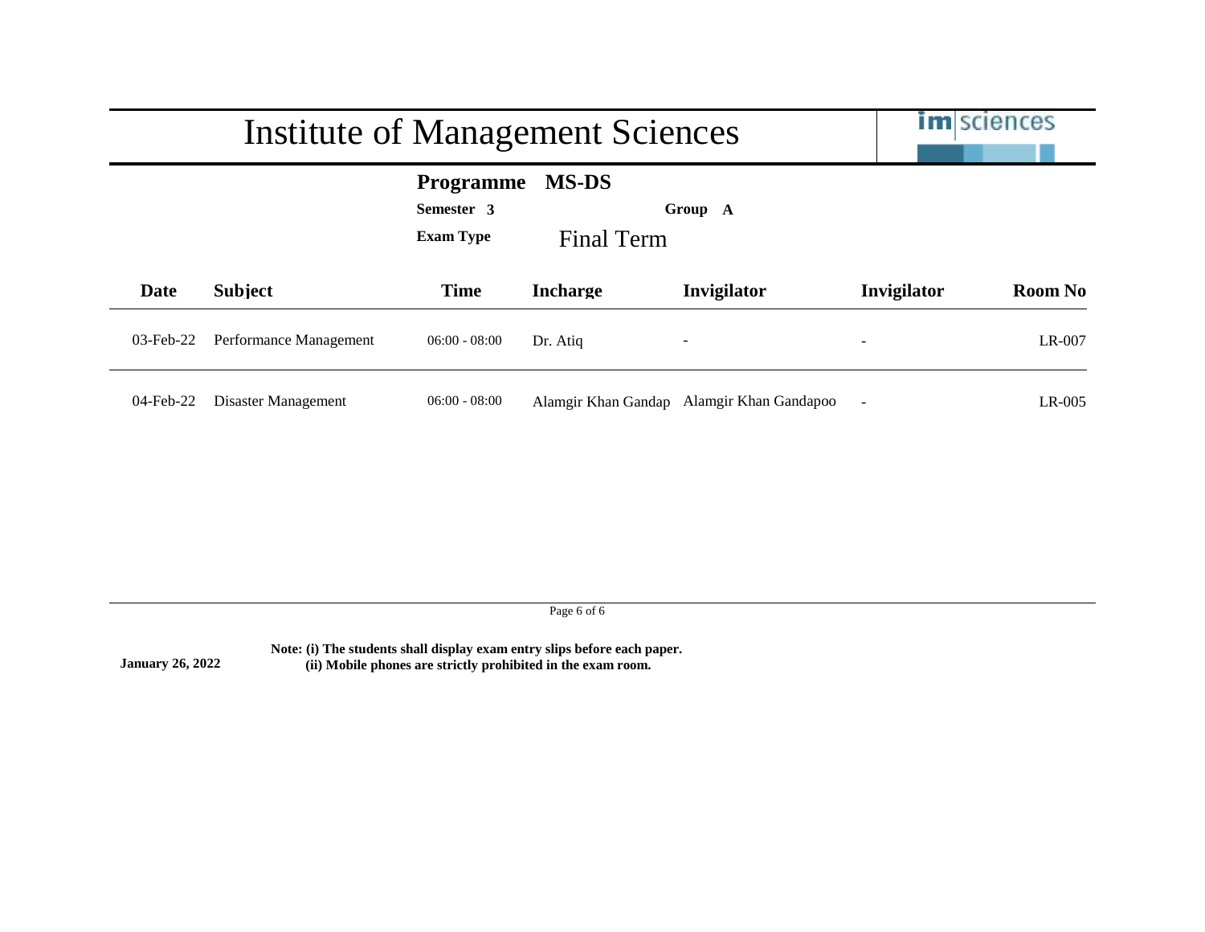# Institute of Management Sciences

**Programme MS-DS**

**Semester 3** **Group A**

**Exam Type** Final Term

| Date | Subject | Time | Incharge | Invigilator | Invigilator | Room No |
|---|---|---|---|---|---|---|
| 03-Feb-22 | Performance Management | 06:00 - 08:00 | Dr. Atiq | - | - | LR-007 |
| 04-Feb-22 | Disaster Management | 06:00 - 08:00 | Alamgir Khan Gandap | Alamgir Khan Gandapoo | - | LR-005 |

**January 26, 2022**

**Note: (i) The students shall display exam entry slips before each paper.**
**(ii) Mobile phones are strictly prohibited in the exam room.**